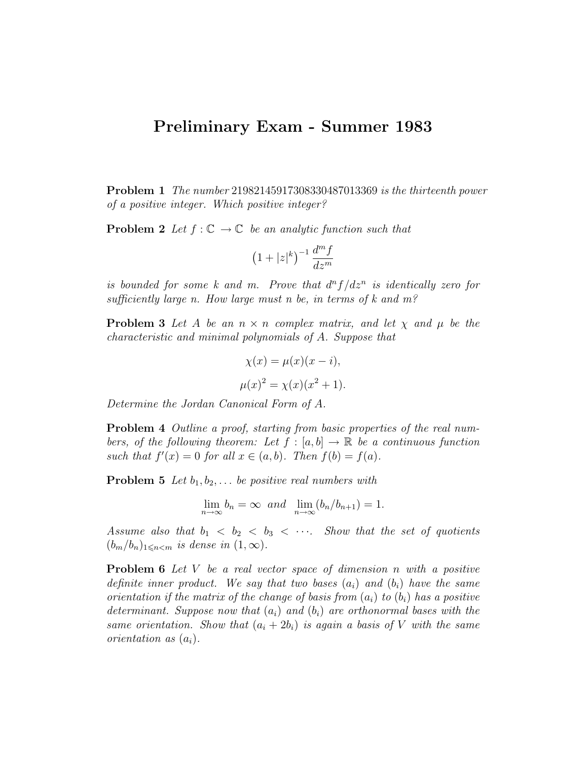# Preliminary Exam - Summer 1983

**Problem 1** *The number* 2198214591730833048701336​9 *is the thirteenth power of a positive integer. Which positive integer?*

**Problem 2** *Let $f : \mathbb{C} \to \mathbb{C}$ be an analytic function such that*

$$\left(1 + |z|^k\right)^{-1} \frac{d^m f}{dz^m}$$

*is bounded for some $k$ and $m$. Prove that $d^n f / dz^n$ is identically zero for sufficiently large $n$. How large must $n$ be, in terms of $k$ and $m$?*

**Problem 3** *Let $A$ be an $n \times n$ complex matrix, and let $\chi$ and $\mu$ be the characteristic and minimal polynomials of $A$. Suppose that*

$$\chi(x) = \mu(x)(x - i),$$

$$\mu(x)^2 = \chi(x)(x^2 + 1).$$

*Determine the Jordan Canonical Form of $A$.*

**Problem 4** *Outline a proof, starting from basic properties of the real numbers, of the following theorem: Let $f : [a, b] \to \mathbb{R}$ be a continuous function such that $f'(x) = 0$ for all $x \in (a, b)$. Then $f(b) = f(a)$.*

**Problem 5** *Let $b_1, b_2, \ldots$ be positive real numbers with*

$$\lim_{n \to \infty} b_n = \infty \text{ and } \lim_{n \to \infty} (b_n / b_{n+1}) = 1.$$

*Assume also that $b_1 < b_2 < b_3 < \cdots$. Show that the set of quotients $(b_m / b_n)_{1 \leqslant n < m}$ is dense in $(1, \infty)$.*

**Problem 6** *Let $V$ be a real vector space of dimension $n$ with a positive definite inner product. We say that two bases $(a_i)$ and $(b_i)$ have the same orientation if the matrix of the change of basis from $(a_i)$ to $(b_i)$ has a positive determinant. Suppose now that $(a_i)$ and $(b_i)$ are orthonormal bases with the same orientation. Show that $(a_i + 2b_i)$ is again a basis of $V$ with the same orientation as $(a_i)$.*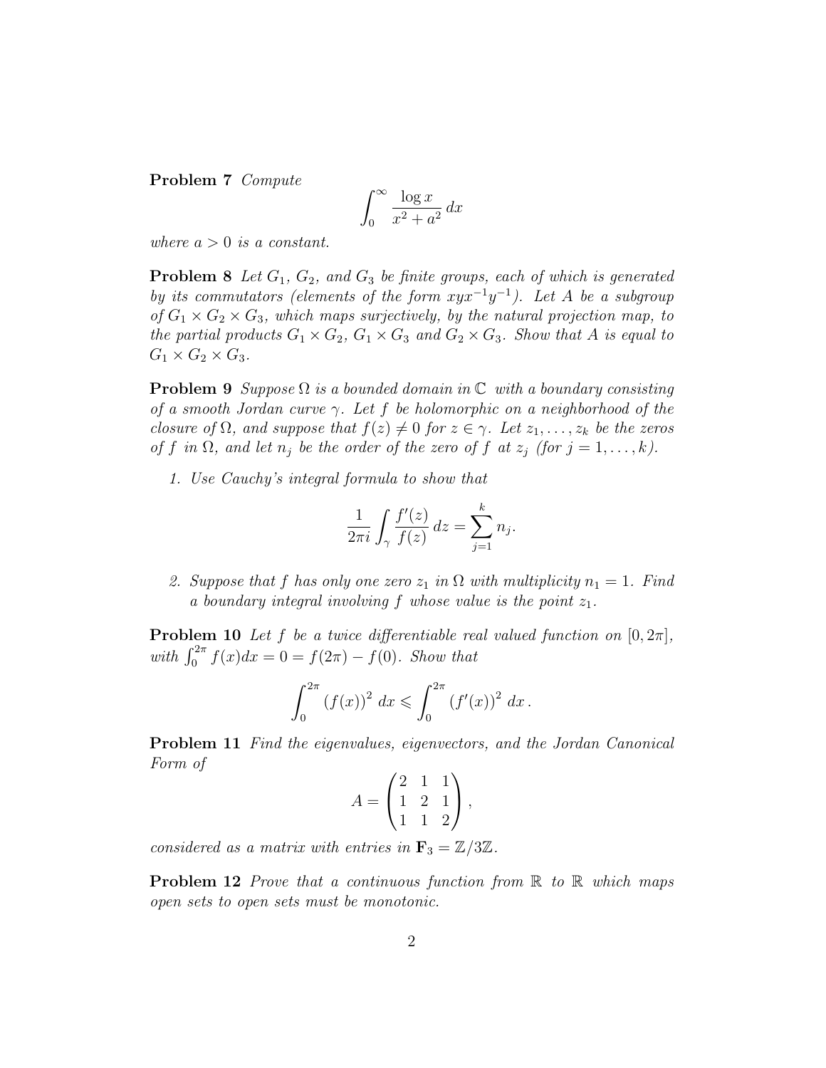**Problem 7** *Compute*

$$\int_0^\infty \frac{\log x}{x^2 + a^2}\, dx$$

*where $a > 0$ is a constant.*

**Problem 8** *Let $G_1$, $G_2$, and $G_3$ be finite groups, each of which is generated by its commutators (elements of the form $xyx^{-1}y^{-1}$). Let $A$ be a subgroup of $G_1 \times G_2 \times G_3$, which maps surjectively, by the natural projection map, to the partial products $G_1 \times G_2$, $G_1 \times G_3$ and $G_2 \times G_3$. Show that $A$ is equal to $G_1 \times G_2 \times G_3$.*

**Problem 9** *Suppose $\Omega$ is a bounded domain in $\mathbb{C}$ with a boundary consisting of a smooth Jordan curve $\gamma$. Let $f$ be holomorphic on a neighborhood of the closure of $\Omega$, and suppose that $f(z) \neq 0$ for $z \in \gamma$. Let $z_1, \ldots, z_k$ be the zeros of $f$ in $\Omega$, and let $n_j$ be the order of the zero of $f$ at $z_j$ (for $j = 1, \ldots, k$).*

1. *Use Cauchy's integral formula to show that*

$$\frac{1}{2\pi i} \int_\gamma \frac{f'(z)}{f(z)}\, dz = \sum_{j=1}^{k} n_j.$$

2. *Suppose that $f$ has only one zero $z_1$ in $\Omega$ with multiplicity $n_1 = 1$. Find a boundary integral involving $f$ whose value is the point $z_1$.*

**Problem 10** *Let $f$ be a twice differentiable real valued function on $[0, 2\pi]$, with $\int_0^{2\pi} f(x)dx = 0 = f(2\pi) - f(0)$. Show that*

$$\int_0^{2\pi} (f(x))^2\, dx \leqslant \int_0^{2\pi} (f'(x))^2\, dx\,.$$

**Problem 11** *Find the eigenvalues, eigenvectors, and the Jordan Canonical Form of*

$$A = \begin{pmatrix} 2 & 1 & 1 \\ 1 & 2 & 1 \\ 1 & 1 & 2 \end{pmatrix},$$

*considered as a matrix with entries in $\mathbf{F}_3 = \mathbb{Z}/3\mathbb{Z}$.*

**Problem 12** *Prove that a continuous function from $\mathbb{R}$ to $\mathbb{R}$ which maps open sets to open sets must be monotonic.*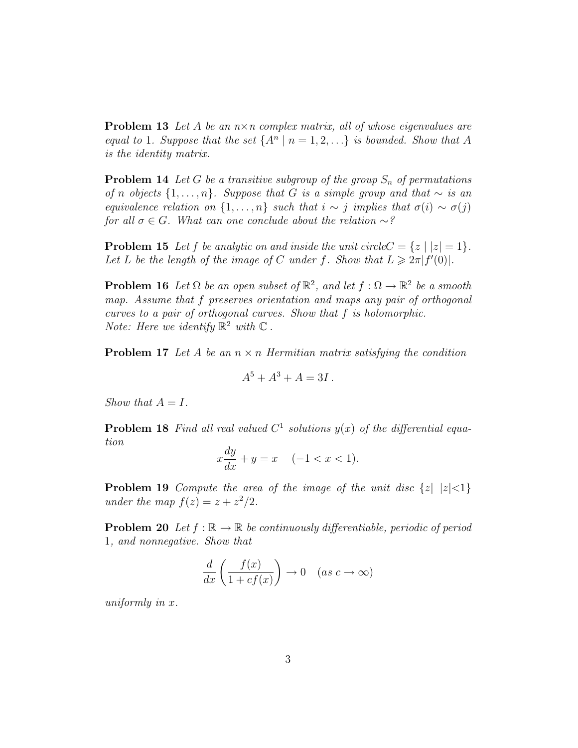**Problem 13** *Let $A$ be an $n \times n$ complex matrix, all of whose eigenvalues are equal to 1. Suppose that the set $\{A^n \mid n = 1, 2, \ldots\}$ is bounded. Show that $A$ is the identity matrix.*

**Problem 14** *Let $G$ be a transitive subgroup of the group $S_n$ of permutations of $n$ objects $\{1, \ldots, n\}$. Suppose that $G$ is a simple group and that $\sim$ is an equivalence relation on $\{1, \ldots, n\}$ such that $i \sim j$ implies that $\sigma(i) \sim \sigma(j)$ for all $\sigma \in G$. What can one conclude about the relation $\sim$?*

**Problem 15** *Let $f$ be analytic on and inside the unit circle$C = \{z \mid |z| = 1\}$. Let $L$ be the length of the image of $C$ under $f$. Show that $L \geqslant 2\pi|f'(0)|$.*

**Problem 16** *Let $\Omega$ be an open subset of $\mathbb{R}^2$, and let $f : \Omega \to \mathbb{R}^2$ be a smooth map. Assume that $f$ preserves orientation and maps any pair of orthogonal curves to a pair of orthogonal curves. Show that $f$ is holomorphic.*
*Note: Here we identify $\mathbb{R}^2$ with $\mathbb{C}$ .*

**Problem 17** *Let $A$ be an $n \times n$ Hermitian matrix satisfying the condition*

$$A^5 + A^3 + A = 3I\,.$$

*Show that $A = I$.*

**Problem 18** *Find all real valued $C^1$ solutions $y(x)$ of the differential equation*

$$x\frac{dy}{dx} + y = x \quad (-1 < x < 1).$$

**Problem 19** *Compute the area of the image of the unit disc $\{z| \; |z|<1\}$ under the map $f(z) = z + z^2/2$.*

**Problem 20** *Let $f : \mathbb{R} \to \mathbb{R}$ be continuously differentiable, periodic of period 1, and nonnegative. Show that*

$$\frac{d}{dx}\left(\frac{f(x)}{1 + cf(x)}\right) \to 0 \quad (as\ c \to \infty)$$

*uniformly in $x$.*